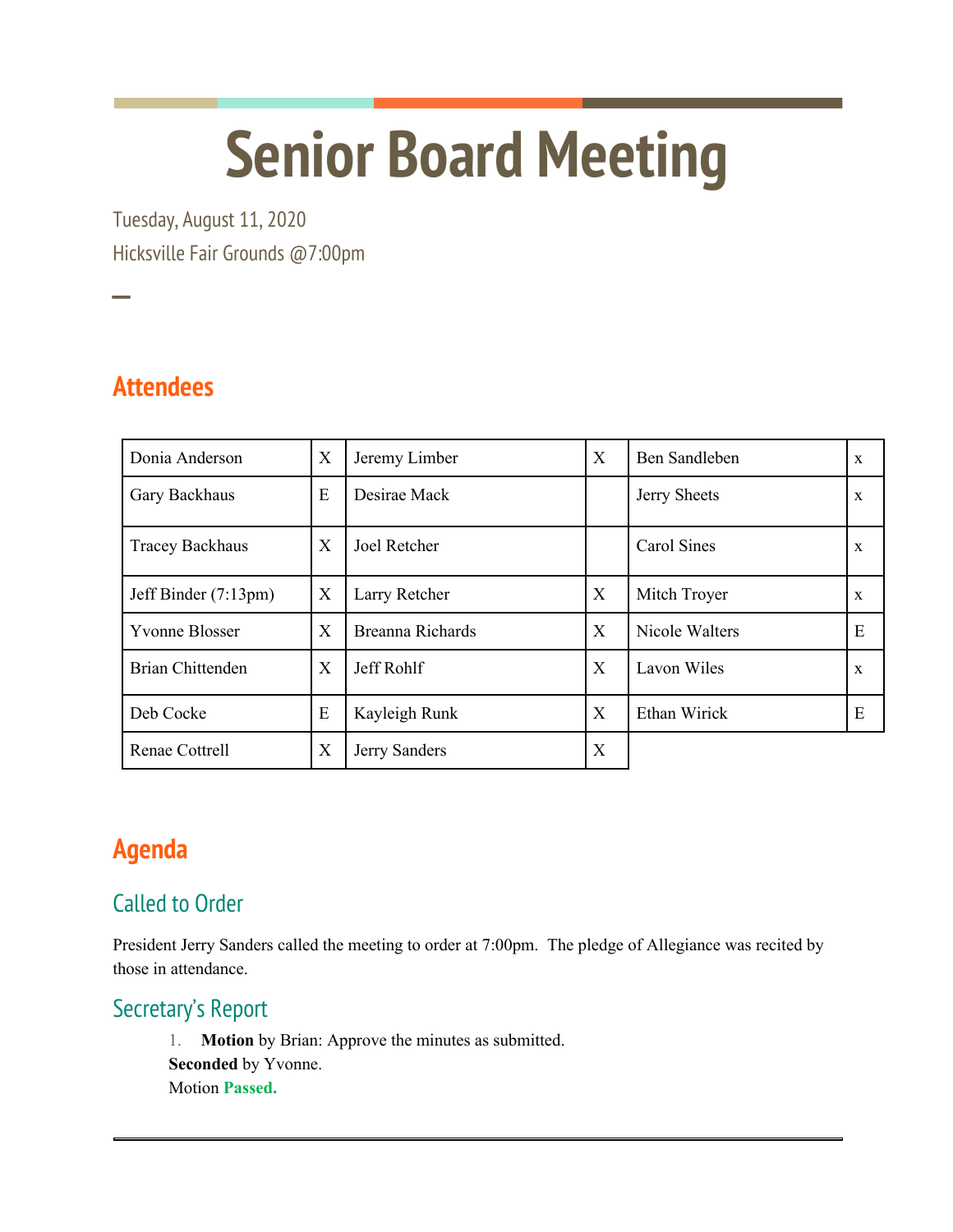# Senior Board Meeting

Tuesday, August 11, 2020

Hicksville Fair Grounds @7:00pm

## Attendees

| | | | | | |
|---|---|---|---|---|---|
| Donia Anderson | X | Jeremy Limber | X | Ben Sandleben | x |
| Gary Backhaus | E | Desirae Mack | | Jerry Sheets | x |
| Tracey Backhaus | X | Joel Retcher | | Carol Sines | x |
| Jeff Binder (7:13pm) | X | Larry Retcher | X | Mitch Troyer | x |
| Yvonne Blosser | X | Breanna Richards | X | Nicole Walters | E |
| Brian Chittenden | X | Jeff Rohlf | X | Lavon Wiles | x |
| Deb Cocke | E | Kayleigh Runk | X | Ethan Wirick | E |
| Renae Cottrell | X | Jerry Sanders | X | | |

## Agenda

### Called to Order

President Jerry Sanders called the meeting to order at 7:00pm. The pledge of Allegiance was recited by those in attendance.

### Secretary's Report

1. **Motion** by Brian: Approve the minutes as submitted.
   **Seconded** by Yvonne.
   Motion **Passed.**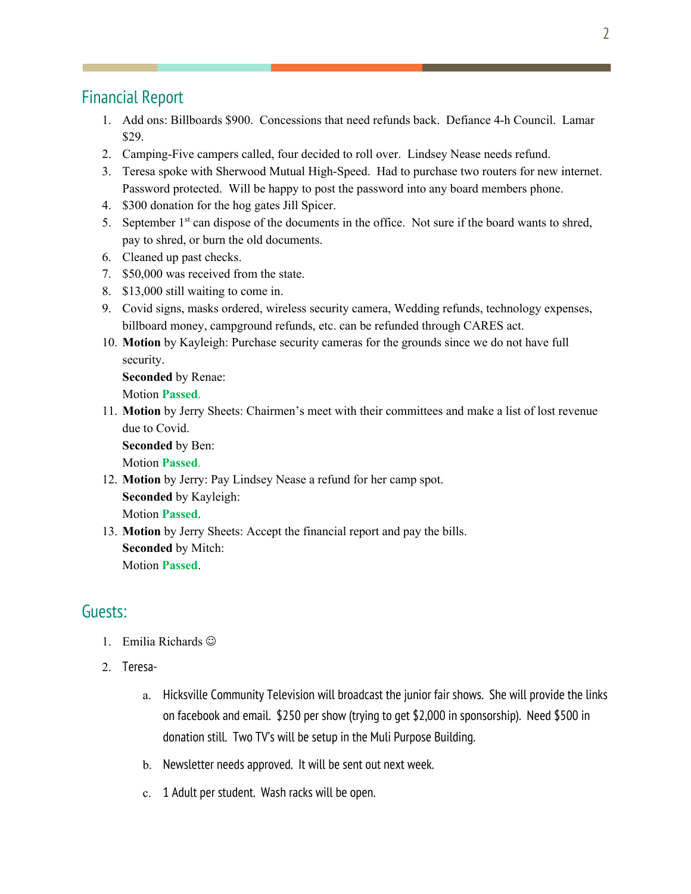## Financial Report

1. Add ons: Billboards $900. Concessions that need refunds back. Defiance 4-h Council. Lamar $29.
2. Camping-Five campers called, four decided to roll over. Lindsey Nease needs refund.
3. Teresa spoke with Sherwood Mutual High-Speed. Had to purchase two routers for new internet. Password protected. Will be happy to post the password into any board members phone.
4. $300 donation for the hog gates Jill Spicer.
5. September 1st can dispose of the documents in the office. Not sure if the board wants to shred, pay to shred, or burn the old documents.
6. Cleaned up past checks.
7. $50,000 was received from the state.
8. $13,000 still waiting to come in.
9. Covid signs, masks ordered, wireless security camera, Wedding refunds, technology expenses, billboard money, campground refunds, etc. can be refunded through CARES act.
10. **Motion** by Kayleigh: Purchase security cameras for the grounds since we do not have full security.
    **Seconded** by Renae:
    Motion **Passed**.
11. **Motion** by Jerry Sheets: Chairmen's meet with their committees and make a list of lost revenue due to Covid.
    **Seconded** by Ben:
    Motion **Passed**.
12. **Motion** by Jerry: Pay Lindsey Nease a refund for her camp spot.
    **Seconded** by Kayleigh:
    Motion **Passed**.
13. **Motion** by Jerry Sheets: Accept the financial report and pay the bills.
    **Seconded** by Mitch:
    Motion **Passed**.

## Guests:

1. Emilia Richards ☺
2. Teresa-
   a. Hicksville Community Television will broadcast the junior fair shows. She will provide the links on facebook and email. $250 per show (trying to get $2,000 in sponsorship). Need $500 in donation still. Two TV's will be setup in the Muli Purpose Building.
   b. Newsletter needs approved. It will be sent out next week.
   c. 1 Adult per student. Wash racks will be open.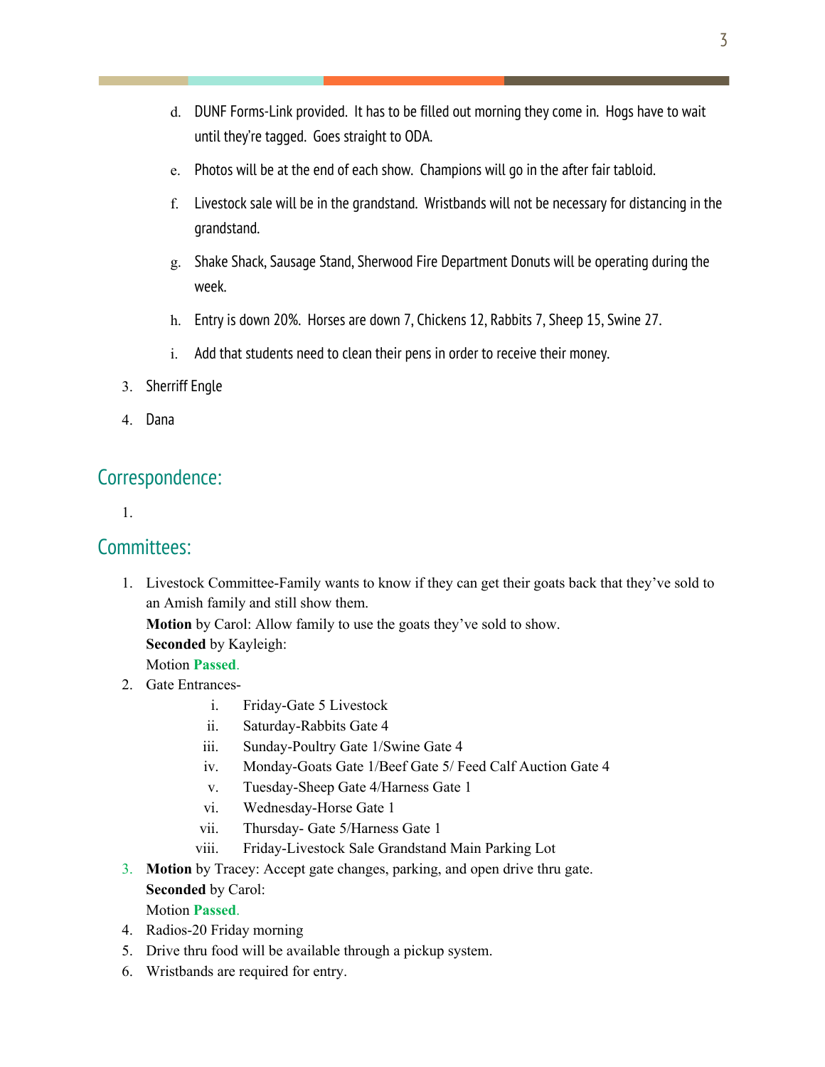d. DUNF Forms-Link provided. It has to be filled out morning they come in. Hogs have to wait until they're tagged. Goes straight to ODA.

   e. Photos will be at the end of each show. Champions will go in the after fair tabloid.

   f. Livestock sale will be in the grandstand. Wristbands will not be necessary for distancing in the grandstand.

   g. Shake Shack, Sausage Stand, Sherwood Fire Department Donuts will be operating during the week.

   h. Entry is down 20%. Horses are down 7, Chickens 12, Rabbits 7, Sheep 15, Swine 27.

   i. Add that students need to clean their pens in order to receive their money.

3. Sherriff Engle

4. Dana

## Correspondence:

1.

## Committees:

1. Livestock Committee-Family wants to know if they can get their goats back that they've sold to an Amish family and still show them.
   **Motion** by Carol: Allow family to use the goats they've sold to show.
   **Seconded** by Kayleigh:
   Motion **Passed**.
2. Gate Entrances-
   i. Friday-Gate 5 Livestock
   ii. Saturday-Rabbits Gate 4
   iii. Sunday-Poultry Gate 1/Swine Gate 4
   iv. Monday-Goats Gate 1/Beef Gate 5/ Feed Calf Auction Gate 4
   v. Tuesday-Sheep Gate 4/Harness Gate 1
   vi. Wednesday-Horse Gate 1
   vii. Thursday- Gate 5/Harness Gate 1
   viii. Friday-Livestock Sale Grandstand Main Parking Lot
3. **Motion** by Tracey: Accept gate changes, parking, and open drive thru gate.
   **Seconded** by Carol:
   Motion **Passed**.
4. Radios-20 Friday morning
5. Drive thru food will be available through a pickup system.
6. Wristbands are required for entry.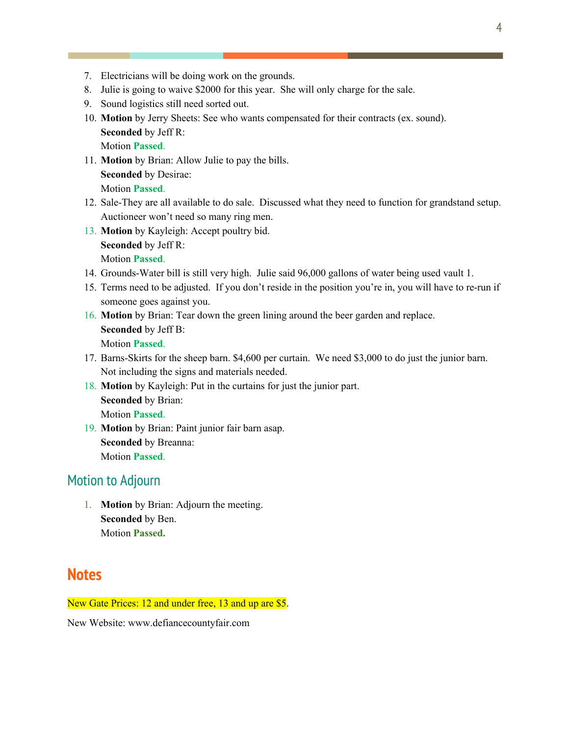7. Electricians will be doing work on the grounds.
8. Julie is going to waive $2000 for this year. She will only charge for the sale.
9. Sound logistics still need sorted out.
10. **Motion** by Jerry Sheets: See who wants compensated for their contracts (ex. sound).
    **Seconded** by Jeff R:
    Motion **Passed**.
11. **Motion** by Brian: Allow Julie to pay the bills.
    **Seconded** by Desirae:
    Motion **Passed**.
12. Sale-They are all available to do sale. Discussed what they need to function for grandstand setup. Auctioneer won't need so many ring men.
13. **Motion** by Kayleigh: Accept poultry bid.
    **Seconded** by Jeff R:
    Motion **Passed**.
14. Grounds-Water bill is still very high. Julie said 96,000 gallons of water being used vault 1.
15. Terms need to be adjusted. If you don't reside in the position you're in, you will have to re-run if someone goes against you.
16. **Motion** by Brian: Tear down the green lining around the beer garden and replace.
    **Seconded** by Jeff B:
    Motion **Passed**.
17. Barns-Skirts for the sheep barn. $4,600 per curtain. We need $3,000 to do just the junior barn. Not including the signs and materials needed.
18. **Motion** by Kayleigh: Put in the curtains for just the junior part.
    **Seconded** by Brian:
    Motion **Passed**.
19. **Motion** by Brian: Paint junior fair barn asap.
    **Seconded** by Breanna:
    Motion **Passed**.

## Motion to Adjourn

1. **Motion** by Brian: Adjourn the meeting.
   **Seconded** by Ben.
   Motion **Passed.**

# Notes

New Gate Prices: 12 and under free, 13 and up are $5.

New Website: www.defiancecountyfair.com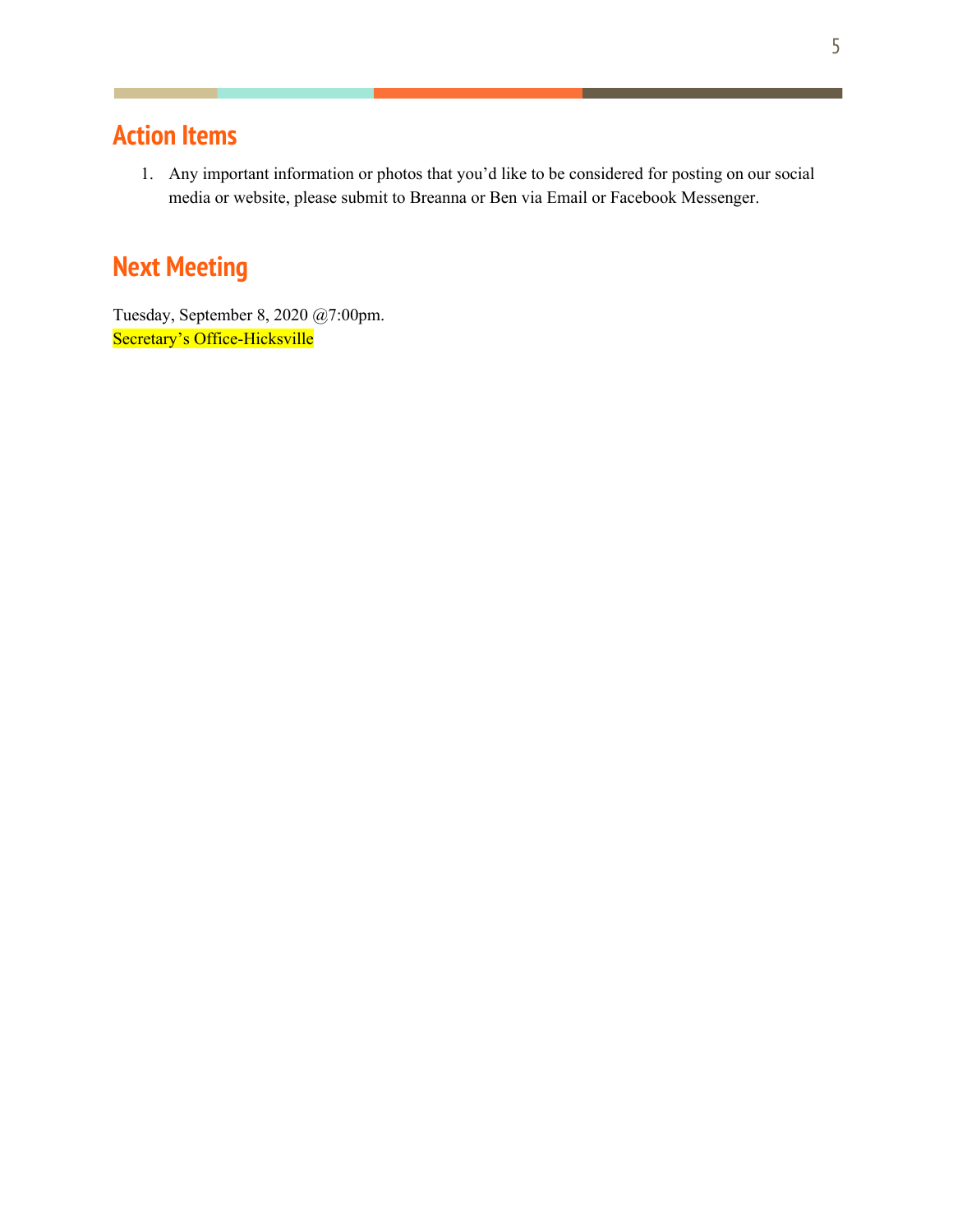## Action Items

1. Any important information or photos that you'd like to be considered for posting on our social media or website, please submit to Breanna or Ben via Email or Facebook Messenger.

## Next Meeting

Tuesday, September 8, 2020 @7:00pm.
Secretary's Office-Hicksville